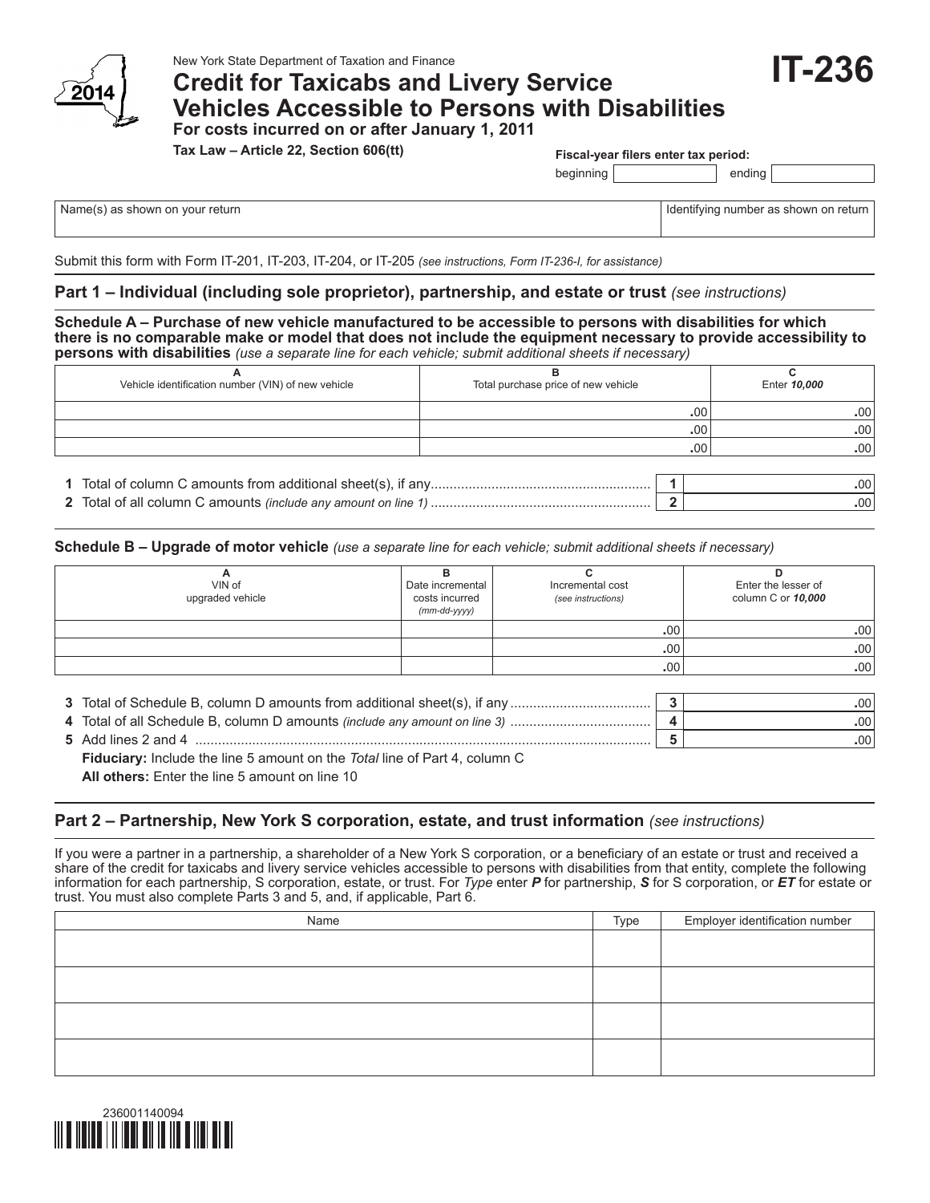New York State Department of Taxation and Finance

2014

# Credit for Taxicabs and Livery Service Vehicles Accessible to Persons with Disabilities

# IT-236

**For costs incurred on or after January 1, 2011**

**Tax Law – Article 22, Section 606(tt)**

**Fiscal-year filers enter tax period:**

beginning ______________ ending ______________

| Name(s) as shown on your return | Identifying number as shown on return |
|---|---|
| | |

Submit this form with Form IT-201, IT-203, IT-204, or IT-205 *(see instructions, Form IT-236-I, for assistance)*

## Part 1 – Individual (including sole proprietor), partnership, and estate or trust *(see instructions)*

**Schedule A – Purchase of new vehicle manufactured to be accessible to persons with disabilities for which there is no comparable make or model that does not include the equipment necessary to provide accessibility to persons with disabilities** *(use a separate line for each vehicle; submit additional sheets if necessary)*

| A<br>Vehicle identification number (VIN) of new vehicle | B<br>Total purchase price of new vehicle | C<br>Enter ***10,000*** |
|---|---|---|
| | .00 | .00 |
| | .00 | .00 |
| | .00 | .00 |

| | | | |
|---|---|---|---|
| **1** | Total of column C amounts from additional sheet(s), if any | **1** | .00 |
| **2** | Total of all column C amounts *(include any amount on line 1)* | **2** | .00 |

**Schedule B – Upgrade of motor vehicle** *(use a separate line for each vehicle; submit additional sheets if necessary)*

| A<br>VIN of upgraded vehicle | B<br>Date incremental costs incurred *(mm-dd-yyyy)* | C<br>Incremental cost *(see instructions)* | D<br>Enter the lesser of column C or ***10,000*** |
|---|---|---|---|
| | | .00 | .00 |
| | | .00 | .00 |
| | | .00 | .00 |

| | | | |
|---|---|---|---|
| **3** | Total of Schedule B, column D amounts from additional sheet(s), if any | **3** | .00 |
| **4** | Total of all Schedule B, column D amounts *(include any amount on line 3)* | **4** | .00 |
| **5** | Add lines 2 and 4 | **5** | .00 |

**Fiduciary:** Include the line 5 amount on the *Total* line of Part 4, column C

**All others:** Enter the line 5 amount on line 10

## Part 2 – Partnership, New York S corporation, estate, and trust information *(see instructions)*

If you were a partner in a partnership, a shareholder of a New York S corporation, or a beneficiary of an estate or trust and received a share of the credit for taxicabs and livery service vehicles accessible to persons with disabilities from that entity, complete the following information for each partnership, S corporation, estate, or trust. For *Type* enter ***P*** for partnership, ***S*** for S corporation, or ***ET*** for estate or trust. You must also complete Parts 3 and 5, and, if applicable, Part 6.

| Name | Type | Employer identification number |
|---|---|---|
| | | |
| | | |
| | | |
| | | |

236001140094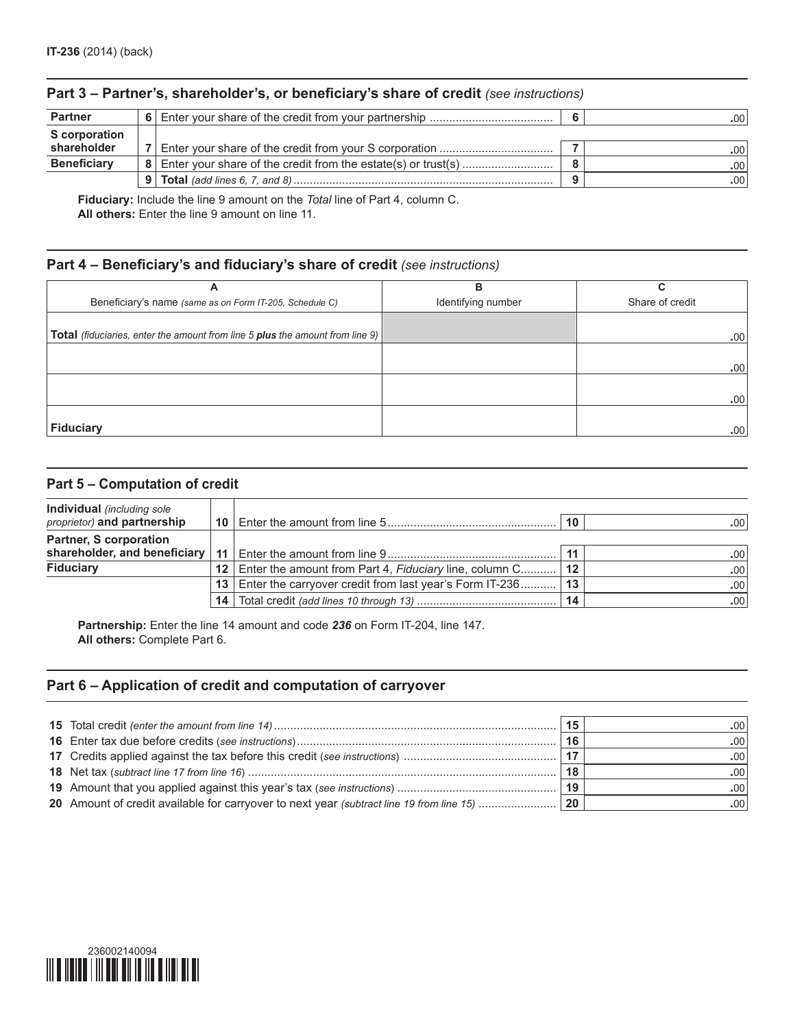IT-236 (2014) (back)

## Part 3 – Partner's, shareholder's, or beneficiary's share of credit *(see instructions)*

| | | | | |
|---|---|---|---|---|
| **Partner** | 6 | Enter your share of the credit from your partnership | 6 | .00 |
| **S corporation shareholder** | 7 | Enter your share of the credit from your S corporation | 7 | .00 |
| **Beneficiary** | 8 | Enter your share of the credit from the estate(s) or trust(s) | 8 | .00 |
| | 9 | **Total** *(add lines 6, 7, and 8)* | 9 | .00 |

**Fiduciary:** Include the line 9 amount on the *Total* line of Part 4, column C.
**All others:** Enter the line 9 amount on line 11.

## Part 4 – Beneficiary's and fiduciary's share of credit *(see instructions)*

| A<br>Beneficiary's name *(same as on Form IT-205, Schedule C)* | B<br>Identifying number | C<br>Share of credit |
|---|---|---|
| **Total** *(fiduciaries, enter the amount from line 5* ***plus*** *the amount from line 9)* | | .00 |
| | | .00 |
| | | .00 |
| **Fiduciary** | | .00 |

## Part 5 – Computation of credit

| | | | | |
|---|---|---|---|---|
| **Individual** *(including sole proprietor)* **and partnership** | 10 | Enter the amount from line 5 | 10 | .00 |
| **Partner, S corporation shareholder, and beneficiary** | 11 | Enter the amount from line 9 | 11 | .00 |
| **Fiduciary** | 12 | Enter the amount from Part 4, *Fiduciary* line, column C | 12 | .00 |
| | 13 | Enter the carryover credit from last year's Form IT-236 | 13 | .00 |
| | 14 | Total credit *(add lines 10 through 13)* | 14 | .00 |

**Partnership:** Enter the line 14 amount and code ***236*** on Form IT-204, line 147.
**All others:** Complete Part 6.

## Part 6 – Application of credit and computation of carryover

| | | | |
|---|---|---|---|
| **15** | Total credit *(enter the amount from line 14)* | 15 | .00 |
| **16** | Enter tax due before credits (*see instructions*) | 16 | .00 |
| **17** | Credits applied against the tax before this credit (*see instructions*) | 17 | .00 |
| **18** | Net tax (*subtract line 17 from line 16*) | 18 | .00 |
| **19** | Amount that you applied against this year's tax (*see instructions*) | 19 | .00 |
| **20** | Amount of credit available for carryover to next year *(subtract line 19 from line 15)* | 20 | .00 |

236002140094